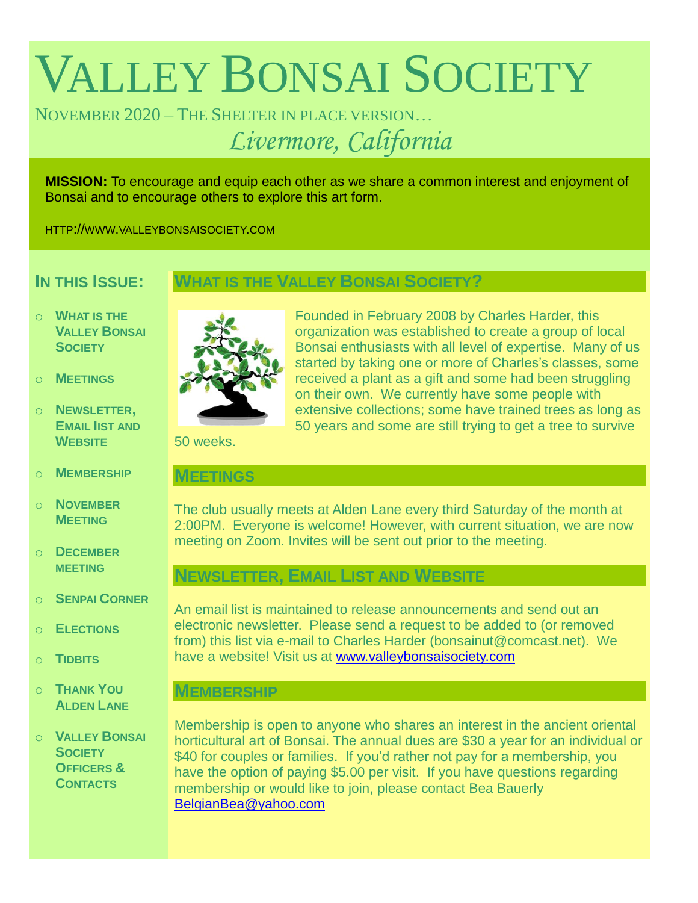# Valley Bonsai Society

November 2020 – The Shelter in place version…

*Livermore, California*

**MISSION:** To encourage and equip each other as we share a common interest and enjoyment of Bonsai and to encourage others to explore this art form.

HTTP://WWW.VALLEYBONSAISOCIETY.COM

## In this Issue:

- **What is the Valley Bonsai Society**
- **Meetings**
- **Newsletter, Email lIst and Website**
- **Membership**
- **November Meeting**
- **December meeting**
- **Senpai Corner**
- **Elections**
- **Tidbits**
- **Thank You Alden Lane**
- **Valley Bonsai Society Officers & Contacts**

## What is the Valley Bonsai Society?

Founded in February 2008 by Charles Harder, this organization was established to create a group of local Bonsai enthusiasts with all level of expertise. Many of us started by taking one or more of Charles's classes, some received a plant as a gift and some had been struggling on their own. We currently have some people with extensive collections; some have trained trees as long as 50 years and some are still trying to get a tree to survive 50 weeks.

## Meetings

The club usually meets at Alden Lane every third Saturday of the month at 2:00PM. Everyone is welcome! However, with current situation, we are now meeting on Zoom. Invites will be sent out prior to the meeting.

## Newsletter, Email List and Website

An email list is maintained to release announcements and send out an electronic newsletter. Please send a request to be added to (or removed from) this list via e-mail to Charles Harder (bonsainut@comcast.net). We have a website! Visit us at www.valleybonsaisociety.com

## Membership

Membership is open to anyone who shares an interest in the ancient oriental horticultural art of Bonsai. The annual dues are $30 a year for an individual or $40 for couples or families. If you'd rather not pay for a membership, you have the option of paying $5.00 per visit. If you have questions regarding membership or would like to join, please contact Bea Bauerly BelgianBea@yahoo.com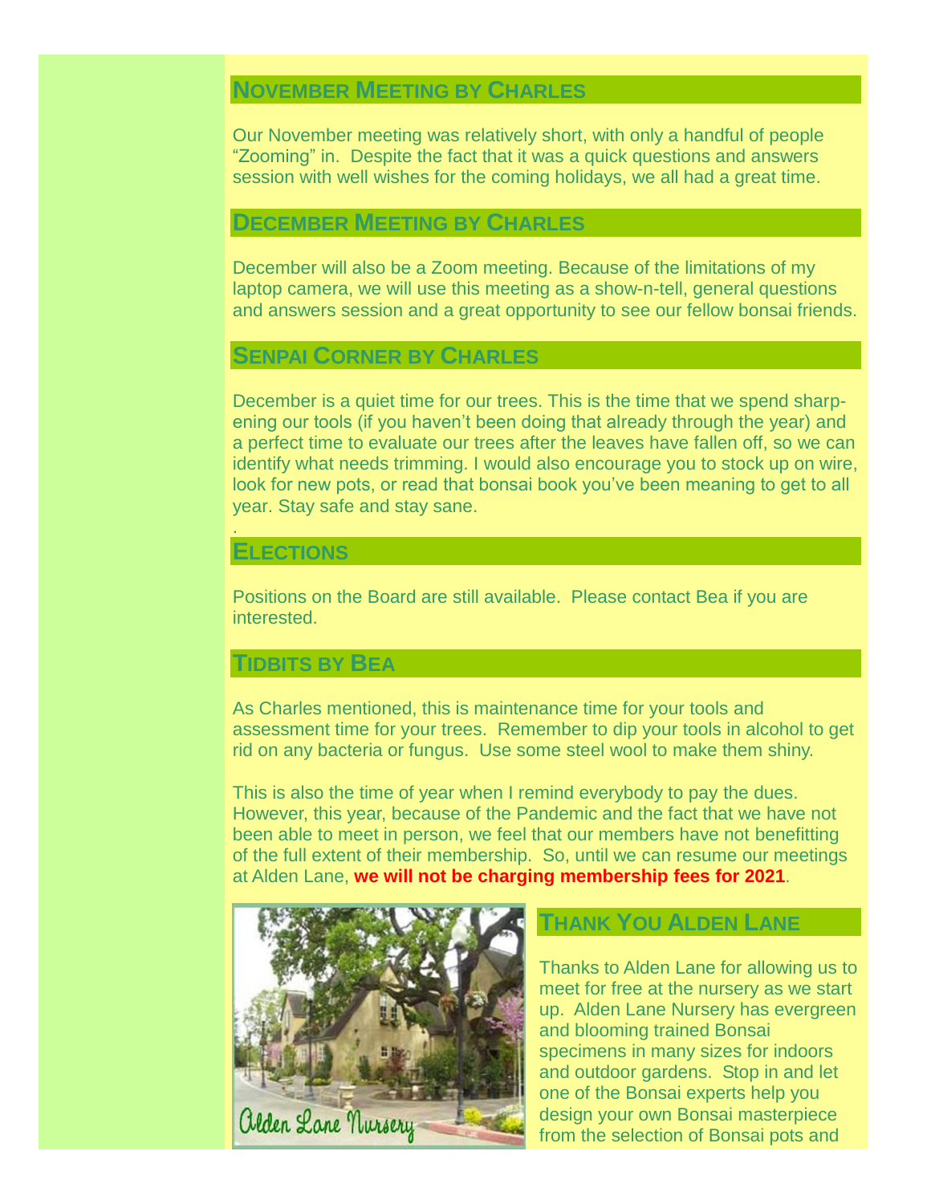## November Meeting by Charles

Our November meeting was relatively short, with only a handful of people "Zooming" in. Despite the fact that it was a quick questions and answers session with well wishes for the coming holidays, we all had a great time.

## December Meeting by Charles

December will also be a Zoom meeting. Because of the limitations of my laptop camera, we will use this meeting as a show-n-tell, general questions and answers session and a great opportunity to see our fellow bonsai friends.

## Senpai Corner by Charles

December is a quiet time for our trees. This is the time that we spend sharpening our tools (if you haven't been doing that already through the year) and a perfect time to evaluate our trees after the leaves have fallen off, so we can identify what needs trimming. I would also encourage you to stock up on wire, look for new pots, or read that bonsai book you've been meaning to get to all year. Stay safe and stay sane.

.

## Elections

Positions on the Board are still available. Please contact Bea if you are interested.

## Tidbits by Bea

As Charles mentioned, this is maintenance time for your tools and assessment time for your trees. Remember to dip your tools in alcohol to get rid on any bacteria or fungus. Use some steel wool to make them shiny.

This is also the time of year when I remind everybody to pay the dues. However, this year, because of the Pandemic and the fact that we have not been able to meet in person, we feel that our members have not benefitting of the full extent of their membership. So, until we can resume our meetings at Alden Lane, **we will not be charging membership fees for 2021**.

Alden Lane Nursery

## Thank You Alden Lane

Thanks to Alden Lane for allowing us to meet for free at the nursery as we start up. Alden Lane Nursery has evergreen and blooming trained Bonsai specimens in many sizes for indoors and outdoor gardens. Stop in and let one of the Bonsai experts help you design your own Bonsai masterpiece from the selection of Bonsai pots and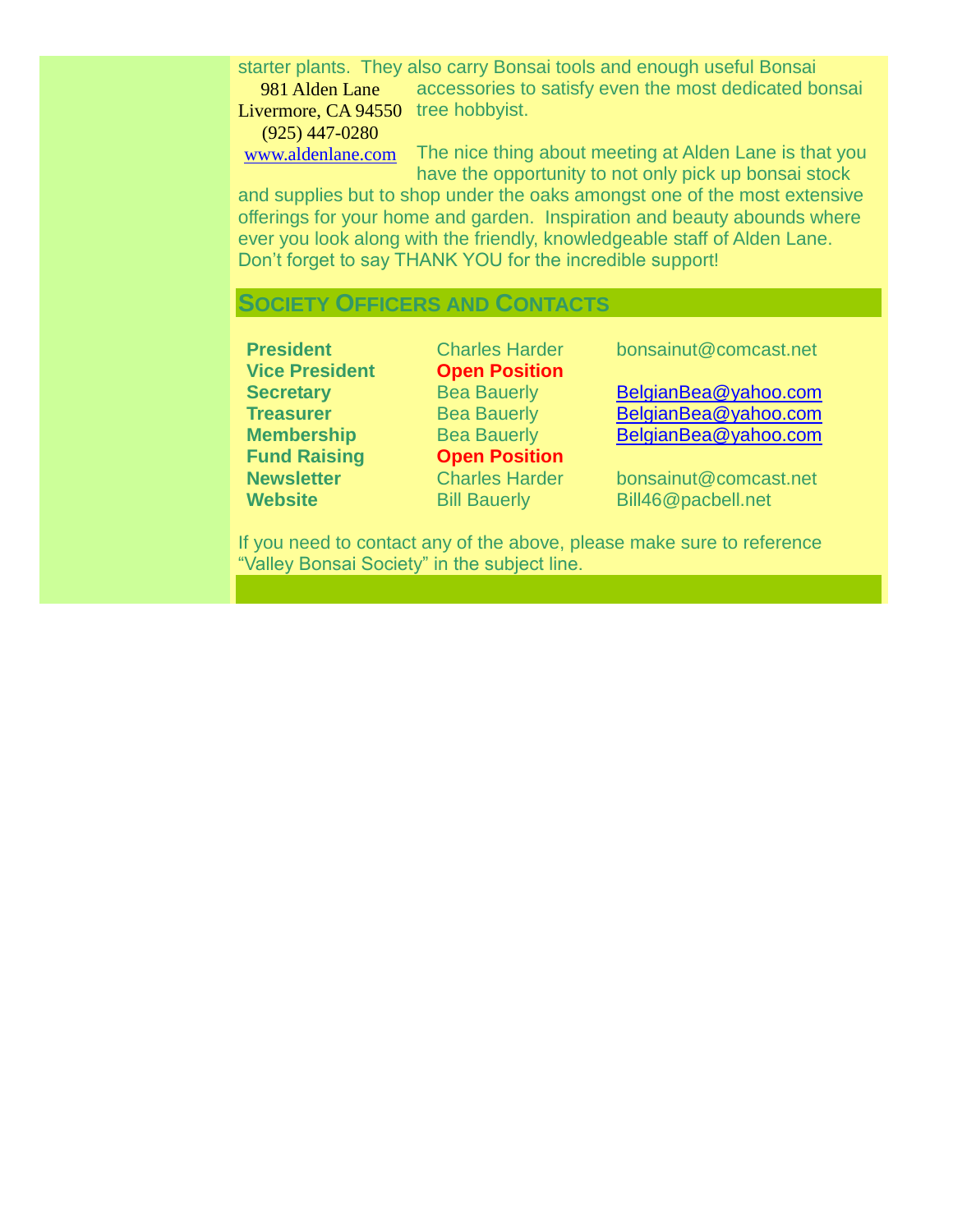starter plants. They also carry Bonsai tools and enough useful Bonsai accessories to satisfy even the most dedicated bonsai tree hobbyist.

981 Alden Lane
Livermore, CA 94550
(925) 447-0280
www.aldenlane.com

The nice thing about meeting at Alden Lane is that you have the opportunity to not only pick up bonsai stock and supplies but to shop under the oaks amongst one of the most extensive offerings for your home and garden. Inspiration and beauty abounds where ever you look along with the friendly, knowledgeable staff of Alden Lane. Don't forget to say THANK YOU for the incredible support!

## SOCIETY OFFICERS AND CONTACTS

| | | |
|---|---|---|
| **President** | Charles Harder | bonsainut@comcast.net |
| **Vice President** | **Open Position** | |
| **Secretary** | Bea Bauerly | BelgianBea@yahoo.com |
| **Treasurer** | Bea Bauerly | BelgianBea@yahoo.com |
| **Membership** | Bea Bauerly | BelgianBea@yahoo.com |
| **Fund Raising** | **Open Position** | |
| **Newsletter** | Charles Harder | bonsainut@comcast.net |
| **Website** | Bill Bauerly | Bill46@pacbell.net |

If you need to contact any of the above, please make sure to reference "Valley Bonsai Society" in the subject line.